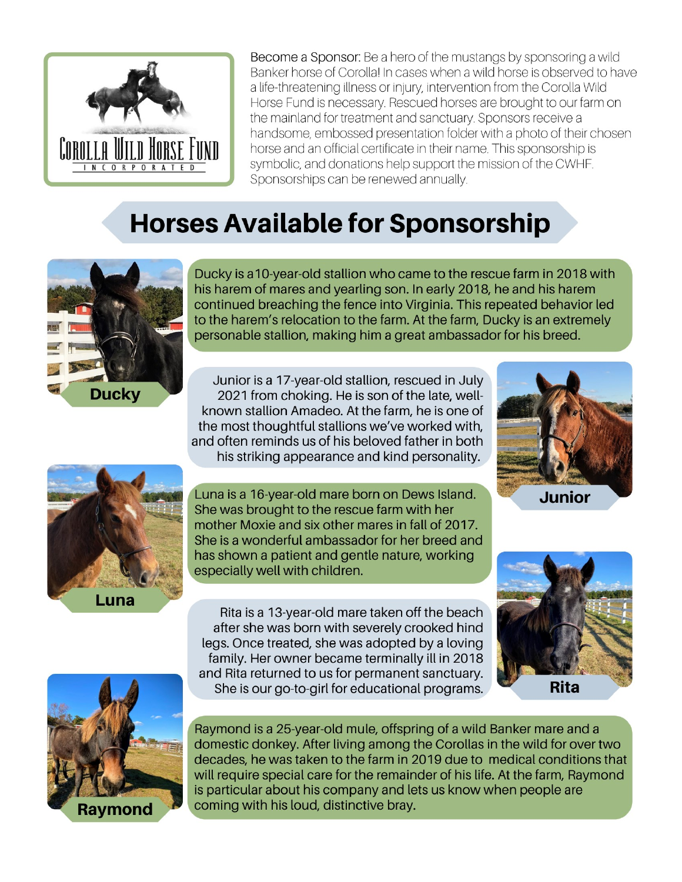COROLLA WILD HORSE FUND

INCORPORATED

Become a Sponsor: Be a hero of the mustangs by sponsoring a wild Banker horse of Corolla! In cases when a wild horse is observed to have a life-threatening illness or injury, intervention from the Corolla Wild Horse Fund is necessary. Rescued horses are brought to our farm on the mainland for treatment and sanctuary. Sponsors receive a handsome, embossed presentation folder with a photo of their chosen horse and an official certificate in their name. This sponsorship is symbolic, and donations help support the mission of the CWHF. Sponsorships can be renewed annually.

# Horses Available for Sponsorship

## Ducky

Ducky is a 10-year-old stallion who came to the rescue farm in 2018 with his harem of mares and yearling son. In early 2018, he and his harem continued breaching the fence into Virginia. This repeated behavior led to the harem's relocation to the farm. At the farm, Ducky is an extremely personable stallion, making him a great ambassador for his breed.

## Junior

Junior is a 17-year-old stallion, rescued in July 2021 from choking. He is son of the late, well-known stallion Amadeo. At the farm, he is one of the most thoughtful stallions we've worked with, and often reminds us of his beloved father in both his striking appearance and kind personality.

## Luna

Luna is a 16-year-old mare born on Dews Island. She was brought to the rescue farm with her mother Moxie and six other mares in fall of 2017. She is a wonderful ambassador for her breed and has shown a patient and gentle nature, working especially well with children.

## Rita

Rita is a 13-year-old mare taken off the beach after she was born with severely crooked hind legs. Once treated, she was adopted by a loving family. Her owner became terminally ill in 2018 and Rita returned to us for permanent sanctuary. She is our go-to-girl for educational programs.

## Raymond

Raymond is a 25-year-old mule, offspring of a wild Banker mare and a domestic donkey. After living among the Corollas in the wild for over two decades, he was taken to the farm in 2019 due to medical conditions that will require special care for the remainder of his life. At the farm, Raymond is particular about his company and lets us know when people are coming with his loud, distinctive bray.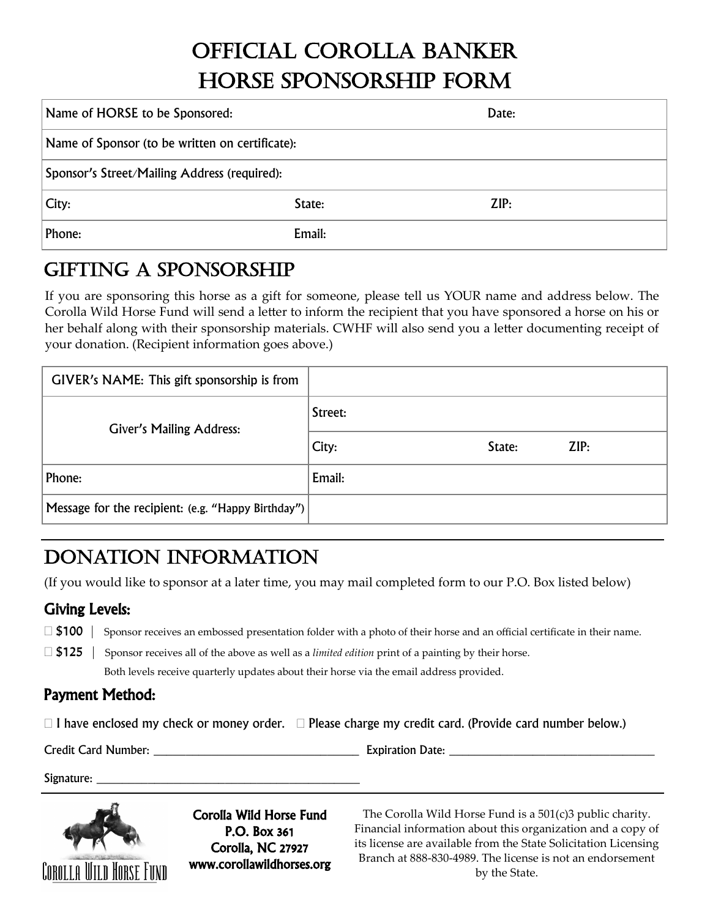# OFFICIAL COROLLA BANKER HORSE SPONSORSHIP FORM

| | | |
|---|---|---|
| Name of HORSE to be Sponsored: | | Date: |
| Name of Sponsor (to be written on certificate): | | |
| Sponsor's Street/Mailing Address (required): | | |
| City: | State: | ZIP: |
| Phone: | Email: | |

## GIFTING A SPONSORSHIP

If you are sponsoring this horse as a gift for someone, please tell us YOUR name and address below. The Corolla Wild Horse Fund will send a letter to inform the recipient that you have sponsored a horse on his or her behalf along with their sponsorship materials. CWHF will also send you a letter documenting receipt of your donation. (Recipient information goes above.)

| | | | |
|---|---|---|---|
| GIVER's NAME: This gift sponsorship is from | | | |
| Giver's Mailing Address: | Street: | | |
| | City: | State: | ZIP: |
| Phone: | Email: | | |
| Message for the recipient: (e.g. "Happy Birthday") | | | |

## DONATION INFORMATION

(If you would like to sponsor at a later time, you may mail completed form to our P.O. Box listed below)

### Giving Levels:

☐ **$100** | Sponsor receives an embossed presentation folder with a photo of their horse and an official certificate in their name.

☐ **$125** | Sponsor receives all of the above as well as a *limited edition* print of a painting by their horse.

Both levels receive quarterly updates about their horse via the email address provided.

### Payment Method:

☐ I have enclosed my check or money order. ☐ Please charge my credit card. (Provide card number below.)

Credit Card Number: ______________________________ Expiration Date: ______________________________

Signature: ________________________________________

COROLLA WILD HORSE FUND

**Corolla Wild Horse Fund**
**P.O. Box 361**
**Corolla, NC 27927**
**www.corollawildhorses.org**

The Corolla Wild Horse Fund is a 501(c)3 public charity. Financial information about this organization and a copy of its license are available from the State Solicitation Licensing Branch at 888-830-4989. The license is not an endorsement by the State.